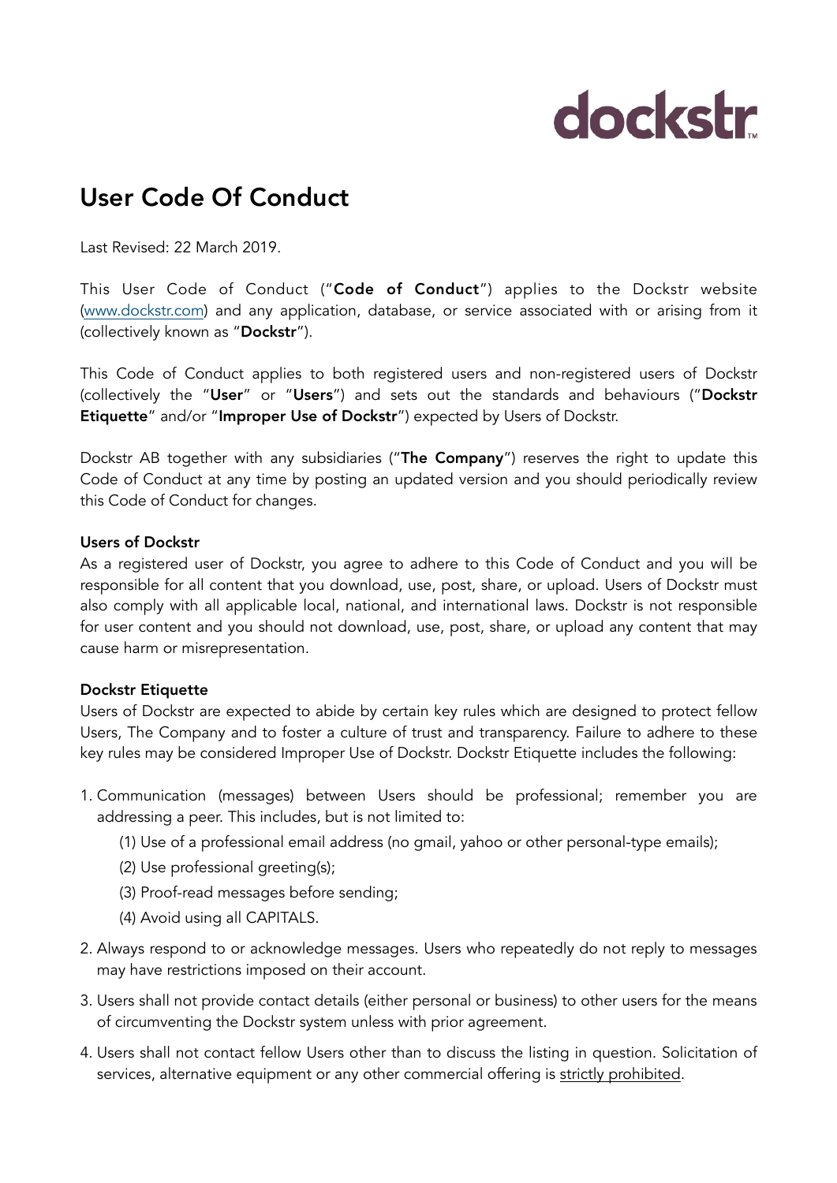dockstr

# User Code Of Conduct

Last Revised: 22 March 2019.

This User Code of Conduct ("**Code of Conduct**") applies to the Dockstr website ([www.dockstr.com](http://www.dockstr.com)) and any application, database, or service associated with or arising from it (collectively known as "**Dockstr**").

This Code of Conduct applies to both registered users and non-registered users of Dockstr (collectively the "**User**" or "**Users**") and sets out the standards and behaviours ("**Dockstr Etiquette**" and/or "**Improper Use of Dockstr**") expected by Users of Dockstr.

Dockstr AB together with any subsidiaries ("**The Company**") reserves the right to update this Code of Conduct at any time by posting an updated version and you should periodically review this Code of Conduct for changes.

### Users of Dockstr

As a registered user of Dockstr, you agree to adhere to this Code of Conduct and you will be responsible for all content that you download, use, post, share, or upload. Users of Dockstr must also comply with all applicable local, national, and international laws. Dockstr is not responsible for user content and you should not download, use, post, share, or upload any content that may cause harm or misrepresentation.

### Dockstr Etiquette

Users of Dockstr are expected to abide by certain key rules which are designed to protect fellow Users, The Company and to foster a culture of trust and transparency. Failure to adhere to these key rules may be considered Improper Use of Dockstr. Dockstr Etiquette includes the following:

1. Communication (messages) between Users should be professional; remember you are addressing a peer. This includes, but is not limited to:
   (1) Use of a professional email address (no gmail, yahoo or other personal-type emails);
   (2) Use professional greeting(s);
   (3) Proof-read messages before sending;
   (4) Avoid using all CAPITALS.
2. Always respond to or acknowledge messages. Users who repeatedly do not reply to messages may have restrictions imposed on their account.
3. Users shall not provide contact details (either personal or business) to other users for the means of circumventing the Dockstr system unless with prior agreement.
4. Users shall not contact fellow Users other than to discuss the listing in question. Solicitation of services, alternative equipment or any other commercial offering is <u>strictly prohibited</u>.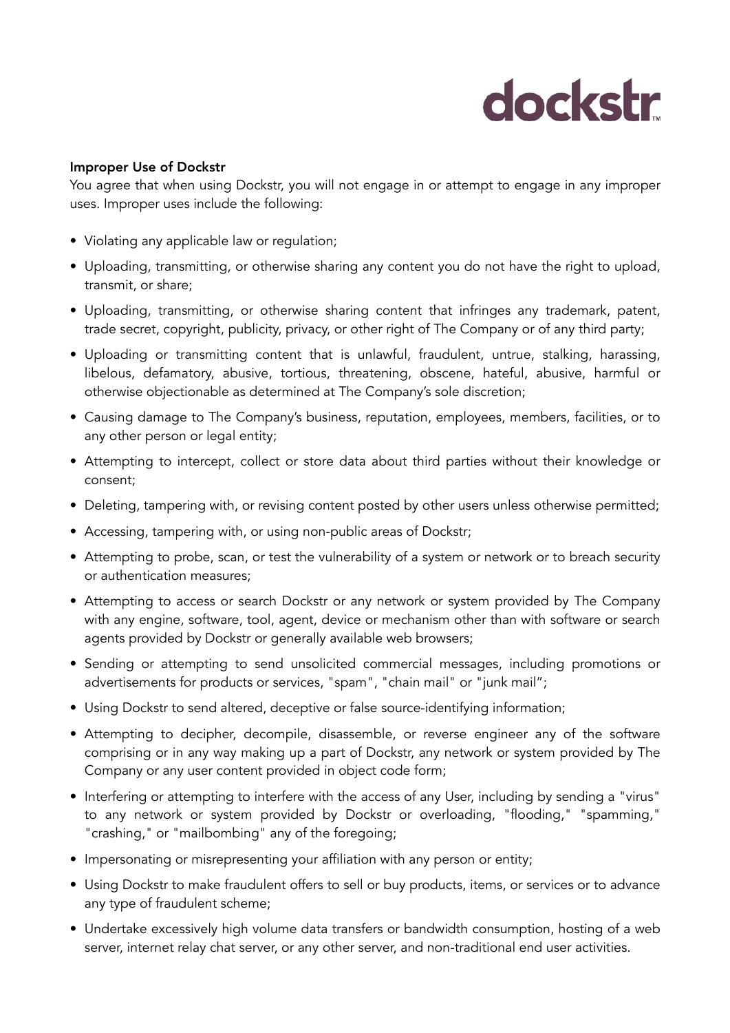**Improper Use of Dockstr**

You agree that when using Dockstr, you will not engage in or attempt to engage in any improper uses. Improper uses include the following:

- Violating any applicable law or regulation;
- Uploading, transmitting, or otherwise sharing any content you do not have the right to upload, transmit, or share;
- Uploading, transmitting, or otherwise sharing content that infringes any trademark, patent, trade secret, copyright, publicity, privacy, or other right of The Company or of any third party;
- Uploading or transmitting content that is unlawful, fraudulent, untrue, stalking, harassing, libelous, defamatory, abusive, tortious, threatening, obscene, hateful, abusive, harmful or otherwise objectionable as determined at The Company's sole discretion;
- Causing damage to The Company's business, reputation, employees, members, facilities, or to any other person or legal entity;
- Attempting to intercept, collect or store data about third parties without their knowledge or consent;
- Deleting, tampering with, or revising content posted by other users unless otherwise permitted;
- Accessing, tampering with, or using non-public areas of Dockstr;
- Attempting to probe, scan, or test the vulnerability of a system or network or to breach security or authentication measures;
- Attempting to access or search Dockstr or any network or system provided by The Company with any engine, software, tool, agent, device or mechanism other than with software or search agents provided by Dockstr or generally available web browsers;
- Sending or attempting to send unsolicited commercial messages, including promotions or advertisements for products or services, "spam", "chain mail" or "junk mail";
- Using Dockstr to send altered, deceptive or false source-identifying information;
- Attempting to decipher, decompile, disassemble, or reverse engineer any of the software comprising or in any way making up a part of Dockstr, any network or system provided by The Company or any user content provided in object code form;
- Interfering or attempting to interfere with the access of any User, including by sending a "virus" to any network or system provided by Dockstr or overloading, "flooding," "spamming," "crashing," or "mailbombing" any of the foregoing;
- Impersonating or misrepresenting your affiliation with any person or entity;
- Using Dockstr to make fraudulent offers to sell or buy products, items, or services or to advance any type of fraudulent scheme;
- Undertake excessively high volume data transfers or bandwidth consumption, hosting of a web server, internet relay chat server, or any other server, and non-traditional end user activities.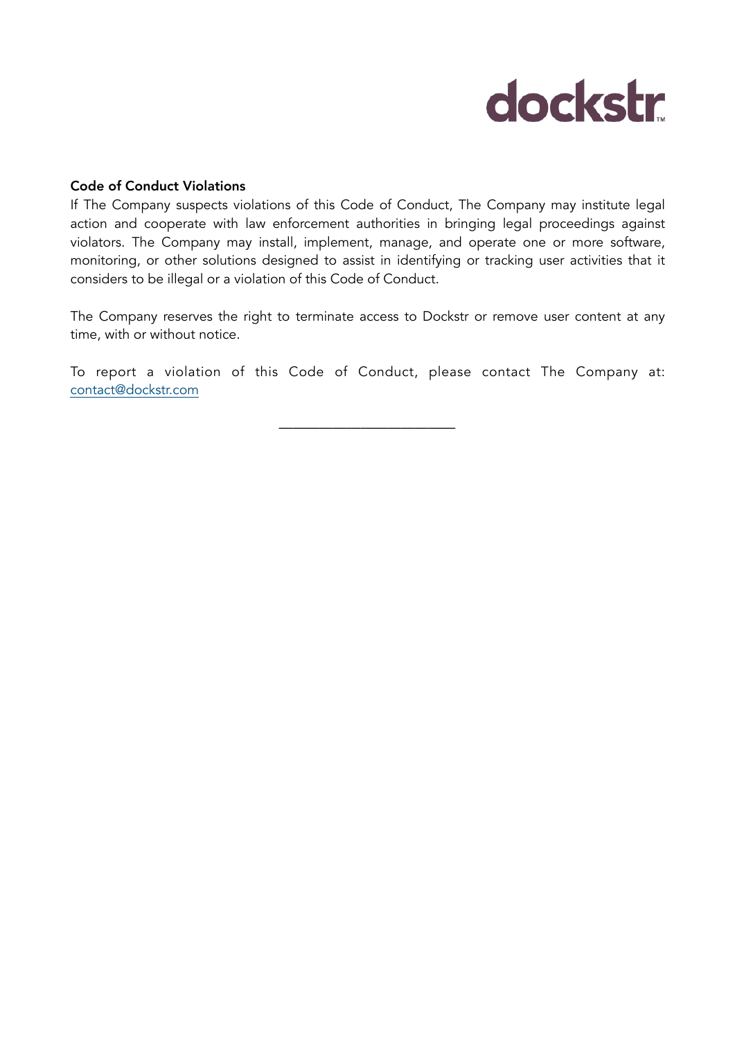**Code of Conduct Violations**

If The Company suspects violations of this Code of Conduct, The Company may institute legal action and cooperate with law enforcement authorities in bringing legal proceedings against violators. The Company may install, implement, manage, and operate one or more software, monitoring, or other solutions designed to assist in identifying or tracking user activities that it considers to be illegal or a violation of this Code of Conduct.

The Company reserves the right to terminate access to Dockstr or remove user content at any time, with or without notice.

To report a violation of this Code of Conduct, please contact The Company at: [contact@dockstr.com](mailto:contact@dockstr.com)

---